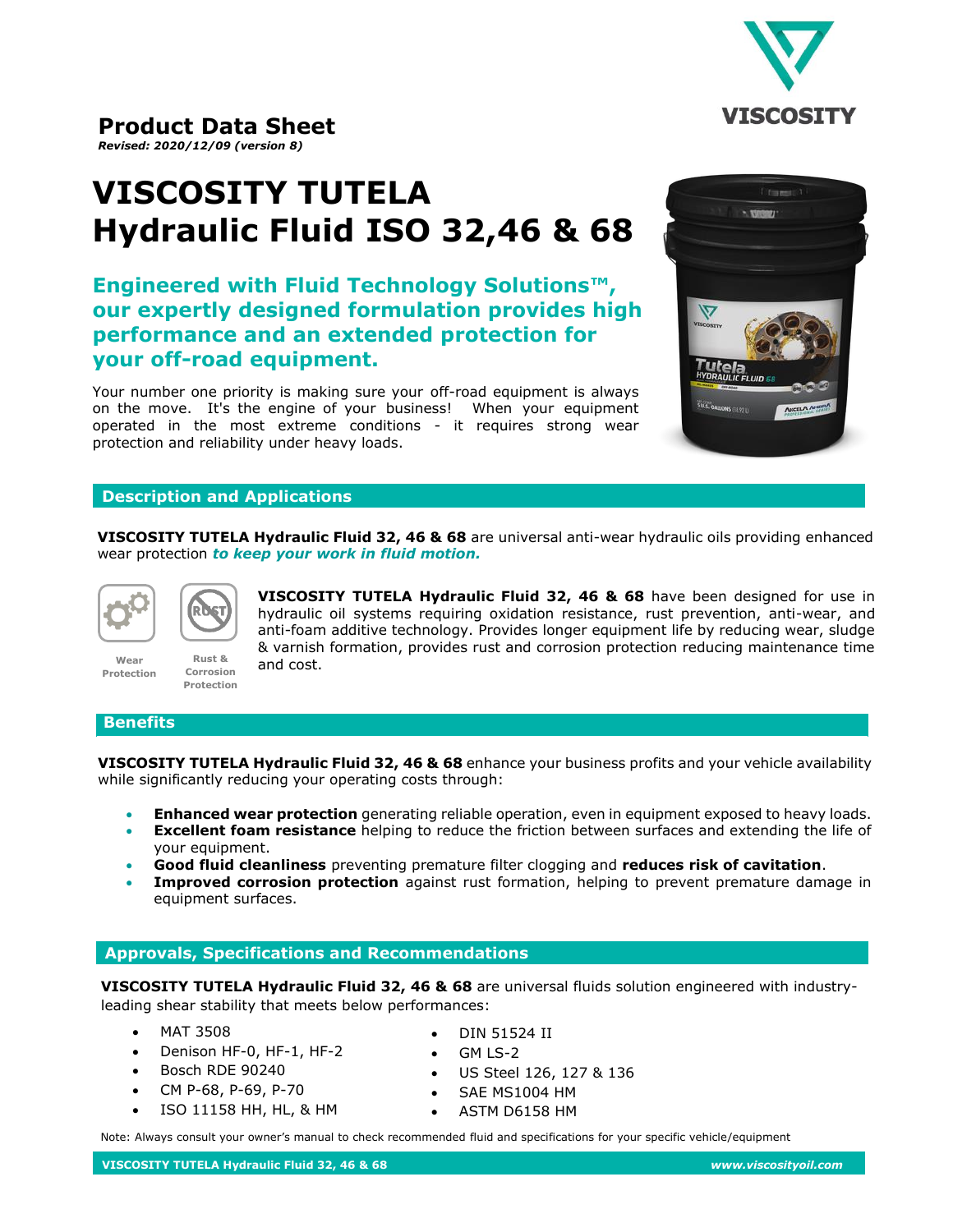## Product Data Sheet

***Revised: 2020/12/09 (version 8)***

# VISCOSITY TUTELA Hydraulic Fluid ISO 32,46 & 68

### Engineered with Fluid Technology Solutions™, our expertly designed formulation provides high performance and an extended protection for your off-road equipment.

Your number one priority is making sure your off-road equipment is always on the move. It's the engine of your business! When your equipment operated in the most extreme conditions - it requires strong wear protection and reliability under heavy loads.

## Description and Applications

**VISCOSITY TUTELA Hydraulic Fluid 32, 46 & 68** are universal anti-wear hydraulic oils providing enhanced wear protection ***to keep your work in fluid motion.***

Wear Protection

Rust & Corrosion Protection

**VISCOSITY TUTELA Hydraulic Fluid 32, 46 & 68** have been designed for use in hydraulic oil systems requiring oxidation resistance, rust prevention, anti-wear, and anti-foam additive technology. Provides longer equipment life by reducing wear, sludge & varnish formation, provides rust and corrosion protection reducing maintenance time and cost.

## Benefits

**VISCOSITY TUTELA Hydraulic Fluid 32, 46 & 68** enhance your business profits and your vehicle availability while significantly reducing your operating costs through:

- **Enhanced wear protection** generating reliable operation, even in equipment exposed to heavy loads.
- **Excellent foam resistance** helping to reduce the friction between surfaces and extending the life of your equipment.
- **Good fluid cleanliness** preventing premature filter clogging and **reduces risk of cavitation**.
- **Improved corrosion protection** against rust formation, helping to prevent premature damage in equipment surfaces.

## Approvals, Specifications and Recommendations

**VISCOSITY TUTELA Hydraulic Fluid 32, 46 & 68** are universal fluids solution engineered with industry-leading shear stability that meets below performances:

- MAT 3508
- Denison HF-0, HF-1, HF-2
- Bosch RDE 90240
- CM P-68, P-69, P-70
- ISO 11158 HH, HL, & HM
- DIN 51524 II
- GM LS-2
- US Steel 126, 127 & 136
- SAE MS1004 HM
- ASTM D6158 HM

Note: Always consult your owner's manual to check recommended fluid and specifications for your specific vehicle/equipment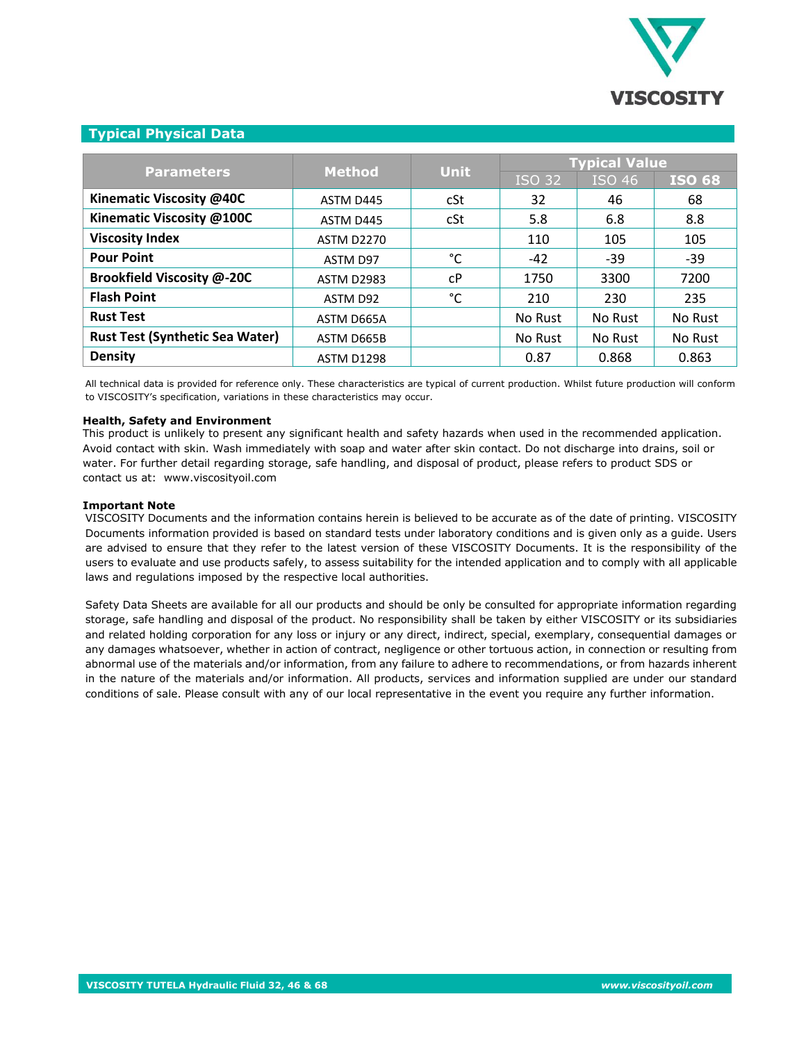## Typical Physical Data

| Parameters | Method | Unit | Typical Value | | |
|---|---|---|---|---|---|
| | | | ISO 32 | ISO 46 | ISO 68 |
| **Kinematic Viscosity @40C** | ASTM D445 | cSt | 32 | 46 | 68 |
| **Kinematic Viscosity @100C** | ASTM D445 | cSt | 5.8 | 6.8 | 8.8 |
| **Viscosity Index** | ASTM D2270 | | 110 | 105 | 105 |
| **Pour Point** | ASTM D97 | °C | -42 | -39 | -39 |
| **Brookfield Viscosity @-20C** | ASTM D2983 | cP | 1750 | 3300 | 7200 |
| **Flash Point** | ASTM D92 | °C | 210 | 230 | 235 |
| **Rust Test** | ASTM D665A | | No Rust | No Rust | No Rust |
| **Rust Test (Synthetic Sea Water)** | ASTM D665B | | No Rust | No Rust | No Rust |
| **Density** | ASTM D1298 | | 0.87 | 0.868 | 0.863 |

All technical data is provided for reference only. These characteristics are typical of current production. Whilst future production will conform to VISCOSITY's specification, variations in these characteristics may occur.

**Health, Safety and Environment**

This product is unlikely to present any significant health and safety hazards when used in the recommended application. Avoid contact with skin. Wash immediately with soap and water after skin contact. Do not discharge into drains, soil or water. For further detail regarding storage, safe handling, and disposal of product, please refers to product SDS or contact us at: www.viscosityoil.com

**Important Note**

VISCOSITY Documents and the information contains herein is believed to be accurate as of the date of printing. VISCOSITY Documents information provided is based on standard tests under laboratory conditions and is given only as a guide. Users are advised to ensure that they refer to the latest version of these VISCOSITY Documents. It is the responsibility of the users to evaluate and use products safely, to assess suitability for the intended application and to comply with all applicable laws and regulations imposed by the respective local authorities.

Safety Data Sheets are available for all our products and should be only be consulted for appropriate information regarding storage, safe handling and disposal of the product. No responsibility shall be taken by either VISCOSITY or its subsidiaries and related holding corporation for any loss or injury or any direct, indirect, special, exemplary, consequential damages or any damages whatsoever, whether in action of contract, negligence or other tortuous action, in connection or resulting from abnormal use of the materials and/or information, from any failure to adhere to recommendations, or from hazards inherent in the nature of the materials and/or information. All products, services and information supplied are under our standard conditions of sale. Please consult with any of our local representative in the event you require any further information.